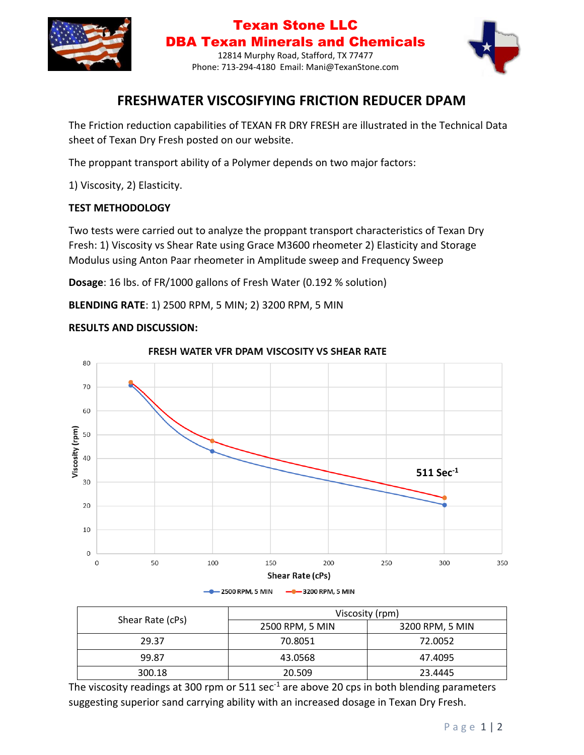# Texan Stone LLC
## DBA Texan Minerals and Chemicals

12814 Murphy Road, Stafford, TX 77477
Phone: 713-294-4180 Email: Mani@TexanStone.com

# FRESHWATER VISCOSIFYING FRICTION REDUCER DPAM

The Friction reduction capabilities of TEXAN FR DRY FRESH are illustrated in the Technical Data sheet of Texan Dry Fresh posted on our website.

The proppant transport ability of a Polymer depends on two major factors:

1) Viscosity, 2) Elasticity.

**TEST METHODOLOGY**

Two tests were carried out to analyze the proppant transport characteristics of Texan Dry Fresh: 1) Viscosity vs Shear Rate using Grace M3600 rheometer 2) Elasticity and Storage Modulus using Anton Paar rheometer in Amplitude sweep and Frequency Sweep

**Dosage**: 16 lbs. of FR/1000 gallons of Fresh Water (0.192 % solution)

**BLENDING RATE**: 1) 2500 RPM, 5 MIN; 2) 3200 RPM, 5 MIN

**RESULTS AND DISCUSSION:**

FRESH WATER VFR DPAM VISCOSITY VS SHEAR RATE

| Shear Rate (cPs) | Viscosity (rpm) | |
|---|---|---|
| | 2500 RPM, 5 MIN | 3200 RPM, 5 MIN |
| 29.37 | 70.8051 | 72.0052 |
| 99.87 | 43.0568 | 47.4095 |
| 300.18 | 20.509 | 23.4445 |

The viscosity readings at 300 rpm or 511 sec$^{-1}$ are above 20 cps in both blending parameters suggesting superior sand carrying ability with an increased dosage in Texan Dry Fresh.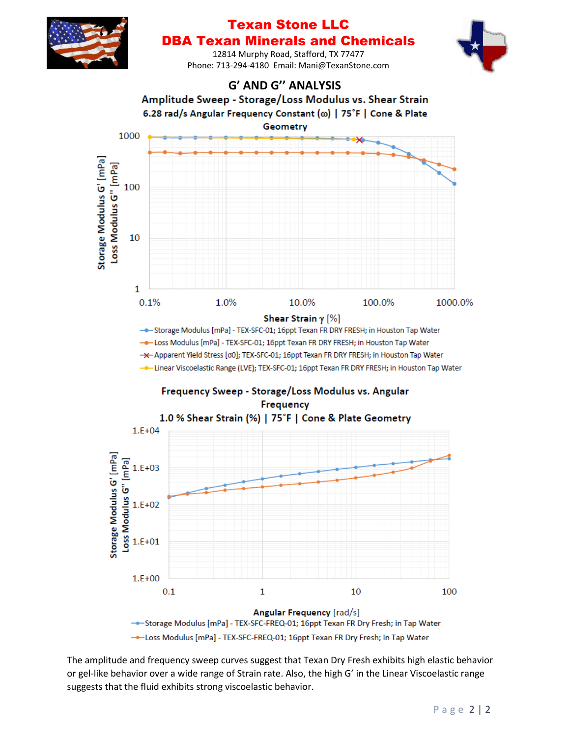# Texan Stone LLC
# DBA Texan Minerals and Chemicals

12814 Murphy Road, Stafford, TX 77477
Phone: 713-294-4180 Email: Mani@TexanStone.com

## G' AND G'' ANALYSIS

### Amplitude Sweep - Storage/Loss Modulus vs. Shear Strain
6.28 rad/s Angular Frequency Constant (ω) | 75˚F | Cone & Plate Geometry

Storage Modulus G' [mPa]
Loss Modulus G'' [mPa]

1000
100
10
1

0.1%
1.0%
10.0%
100.0%
1000.0%

Shear Strain γ [%]

Storage Modulus [mPa] - TEX-SFC-01; 16ppt Texan FR DRY FRESH; in Houston Tap Water
Loss Modulus [mPa] - TEX-SFC-01; 16ppt Texan FR DRY FRESH; in Houston Tap Water
Apparent Yield Stress [σ0]; TEX-SFC-01; 16ppt Texan FR DRY FRESH; in Houston Tap Water
Linear Viscoelastic Range (LVE); TEX-SFC-01; 16ppt Texan FR DRY FRESH; in Houston Tap Water

### Frequency Sweep - Storage/Loss Modulus vs. Angular Frequency
1.0 % Shear Strain (%) | 75˚F | Cone & Plate Geometry

Storage Modulus G' [mPa]
Loss Modulus G'' [mPa]

1.E+04
1.E+03
1.E+02
1.E+01
1.E+00

0.1
1
10
100

Angular Frequency [rad/s]

Storage Modulus [mPa] - TEX-SFC-FREQ-01; 16ppt Texan FR Dry Fresh; in Tap Water
Loss Modulus [mPa] - TEX-SFC-FREQ-01; 16ppt Texan FR Dry Fresh; in Tap Water

The amplitude and frequency sweep curves suggest that Texan Dry Fresh exhibits high elastic behavior or gel-like behavior over a wide range of Strain rate. Also, the high G' in the Linear Viscoelastic range suggests that the fluid exhibits strong viscoelastic behavior.